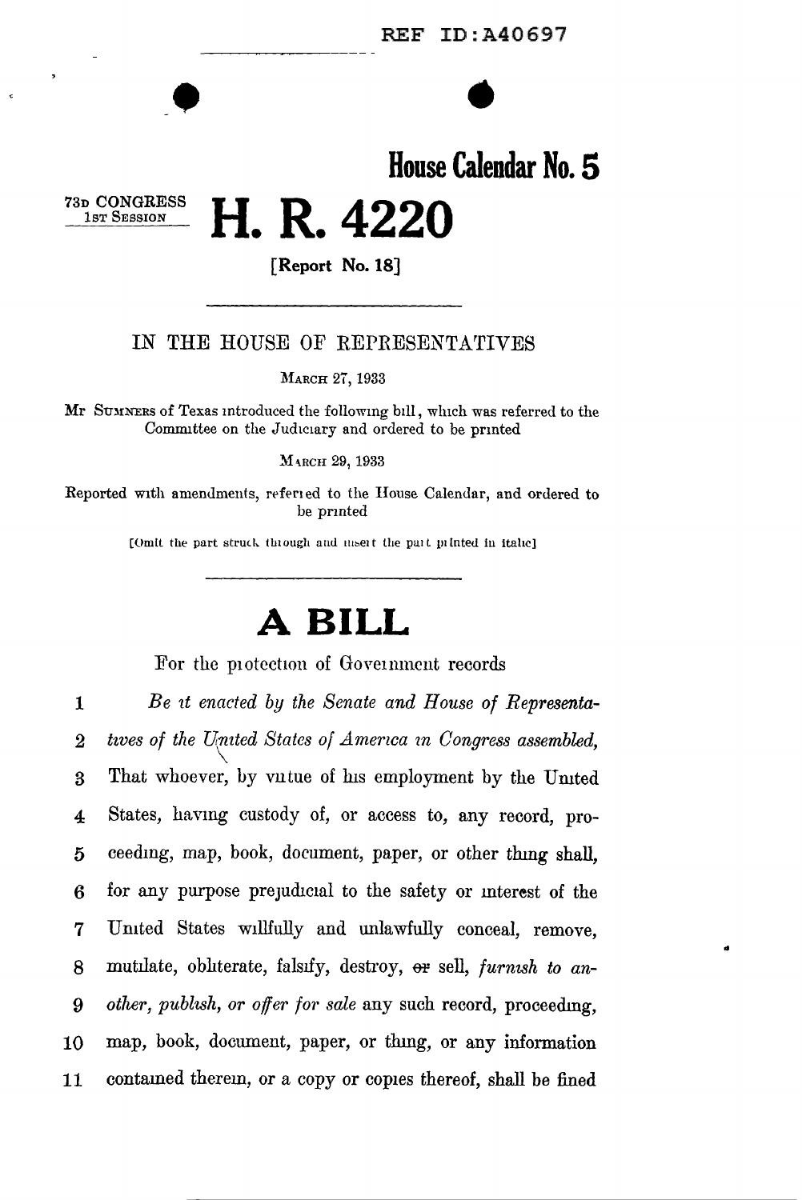REF ID:A40697

**House Calendar No. 5**

73D CONGRESS
1ST SESSION

# H. R. 4220

**[Report No. 18]**

---

IN THE HOUSE OF REPRESENTATIVES

MARCH 27, 1933

Mr SUMNERS of Texas introduced the following bill, which was referred to the Committee on the Judiciary and ordered to be printed

MARCH 29, 1933

Reported with amendments, referred to the House Calendar, and ordered to be printed

[Omit the part struck through and insert the part printed in italic]

---

# A BILL

For the protection of Government records

1 *Be it enacted by the Senate and House of Representa-*
2 *tives of the United States of America in Congress assembled,*
3 That whoever, by virtue of his employment by the United
4 States, having custody of, or access to, any record, pro-
5 ceeding, map, book, document, paper, or other thing shall,
6 for any purpose prejudicial to the safety or interest of the
7 United States willfully and unlawfully conceal, remove,
8 mutilate, obliterate, falsify, destroy, ~~or~~ sell, *furnish to an-*
9 *other, publish, or offer for sale* any such record, proceeding,
10 map, book, document, paper, or thing, or any information
11 contained therein, or a copy or copies thereof, shall be fined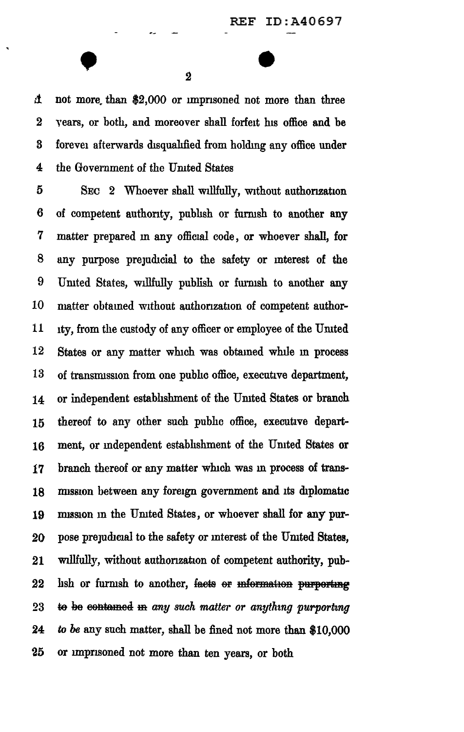1 not more than $2,000 or imprisoned not more than three
2 years, or both, and moreover shall forfeit his office and be
3 forever afterwards disqualified from holding any office under
4 the Government of the United States

5 SEC 2 Whoever shall willfully, without authorization
6 of competent authority, publish or furnish to another any
7 matter prepared in any official code, or whoever shall, for
8 any purpose prejudicial to the safety or interest of the
9 United States, willfully publish or furnish to another any
10 matter obtained without authorization of competent author-
11 ity, from the custody of any officer or employee of the United
12 States or any matter which was obtained while in process
13 of transmission from one public office, executive department,
14 or independent establishment of the United States or branch
15 thereof to any other such public office, executive depart-
16 ment, or independent establishment of the United States or
17 branch thereof or any matter which was in process of trans-
18 mission between any foreign government and its diplomatic
19 mission in the United States, or whoever shall for any pur-
20 pose prejudicial to the safety or interest of the United States,
21 willfully, without authorization of competent authority, pub-
22 lish or furnish to another, ~~facts or information purporting~~
23 ~~to be contained in~~ *any such matter or anything purporting*
24 *to be* any such matter, shall be fined not more than $10,000
25 or imprisoned not more than ten years, or both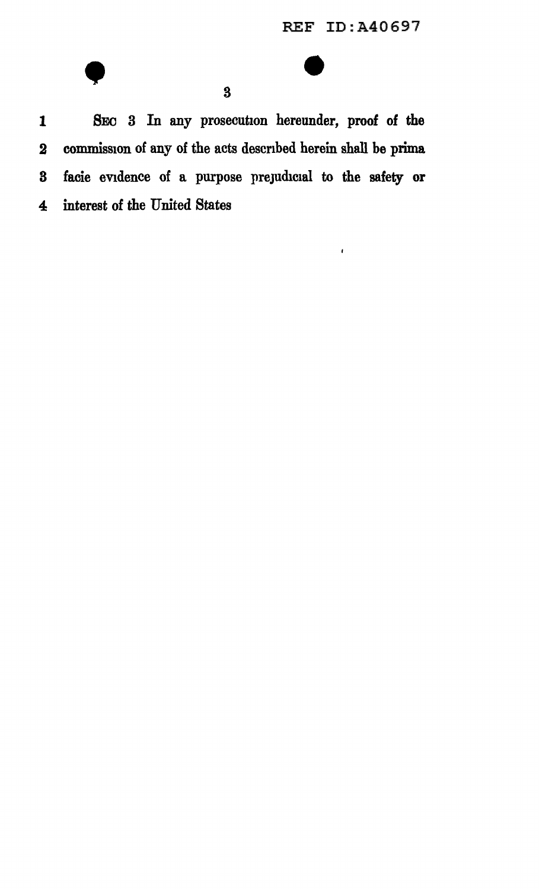1 SEC 3 In any prosecution hereunder, proof of the
2 commission of any of the acts described herein shall be prima
3 facie evidence of a purpose prejudicial to the safety or
4 interest of the United States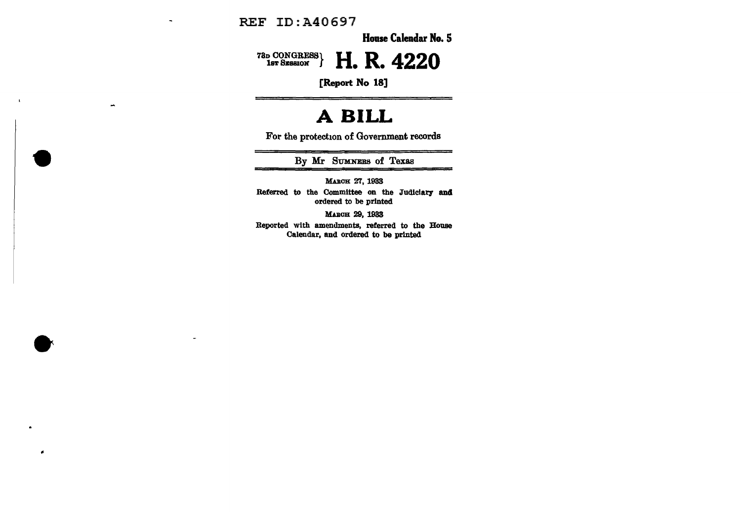REF ID:A40697

House Calendar No. 5

73D CONGRESS 1ST SESSION } **H. R. 4220**

**[Report No 18]**

# A BILL

For the protection of Government records

By Mr SUMNERS of Texas

MARCH 27, 1933

Referred to the Committee on the Judiciary and ordered to be printed

MARCH 29, 1933

Reported with amendments, referred to the House Calendar, and ordered to be printed